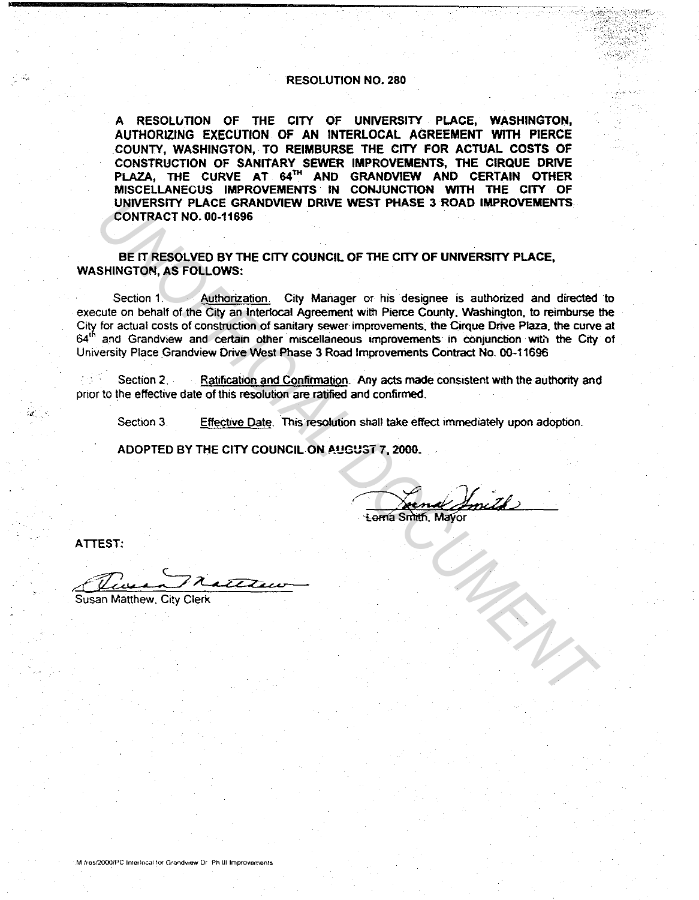# RESOLUTION NO. 280

**A RESOLUTION OF THE CITY OF UNIVERSITY PLACE, WASHINGTON, AUTHORIZING EXECUTION OF AN INTERLOCAL AGREEMENT WITH PIERCE COUNTY, WASHINGTON, TO REIMBURSE THE CITY FOR ACTUAL COSTS OF CONSTRUCTION OF SANITARY SEWER IMPROVEMENTS, THE CIRQUE DRIVE PLAZA, THE CURVE AT 64TH AND GRANDVIEW AND CERTAIN OTHER MISCELLANEOUS IMPROVEMENTS IN CONJUNCTION WITH THE CITY OF UNIVERSITY PLACE GRANDVIEW DRIVE WEST PHASE 3 ROAD IMPROVEMENTS CONTRACT NO. 00-11696**

**BE IT RESOLVED BY THE CITY COUNCIL OF THE CITY OF UNIVERSITY PLACE, WASHINGTON, AS FOLLOWS:**

Section 1. Authorization. City Manager or his designee is authorized and directed to execute on behalf of the City an Interlocal Agreement with Pierce County, Washington, to reimburse the City for actual costs of construction of sanitary sewer improvements, the Cirque Drive Plaza, the curve at 64th and Grandview and certain other miscellaneous improvements in conjunction with the City of University Place Grandview Drive West Phase 3 Road Improvements Contract No. 00-11696

Section 2. Ratification and Confirmation. Any acts made consistent with the authority and prior to the effective date of this resolution are ratified and confirmed.

Section 3. Effective Date. This resolution shall take effect immediately upon adoption.

**ADOPTED BY THE CITY COUNCIL ON AUGUST 7, 2000.**

Lorna Smith, Mayor

**ATTEST:**

Susan Matthew, City Clerk

M:/res/2000/PC Interlocal for Grandview Dr. Ph III Improvements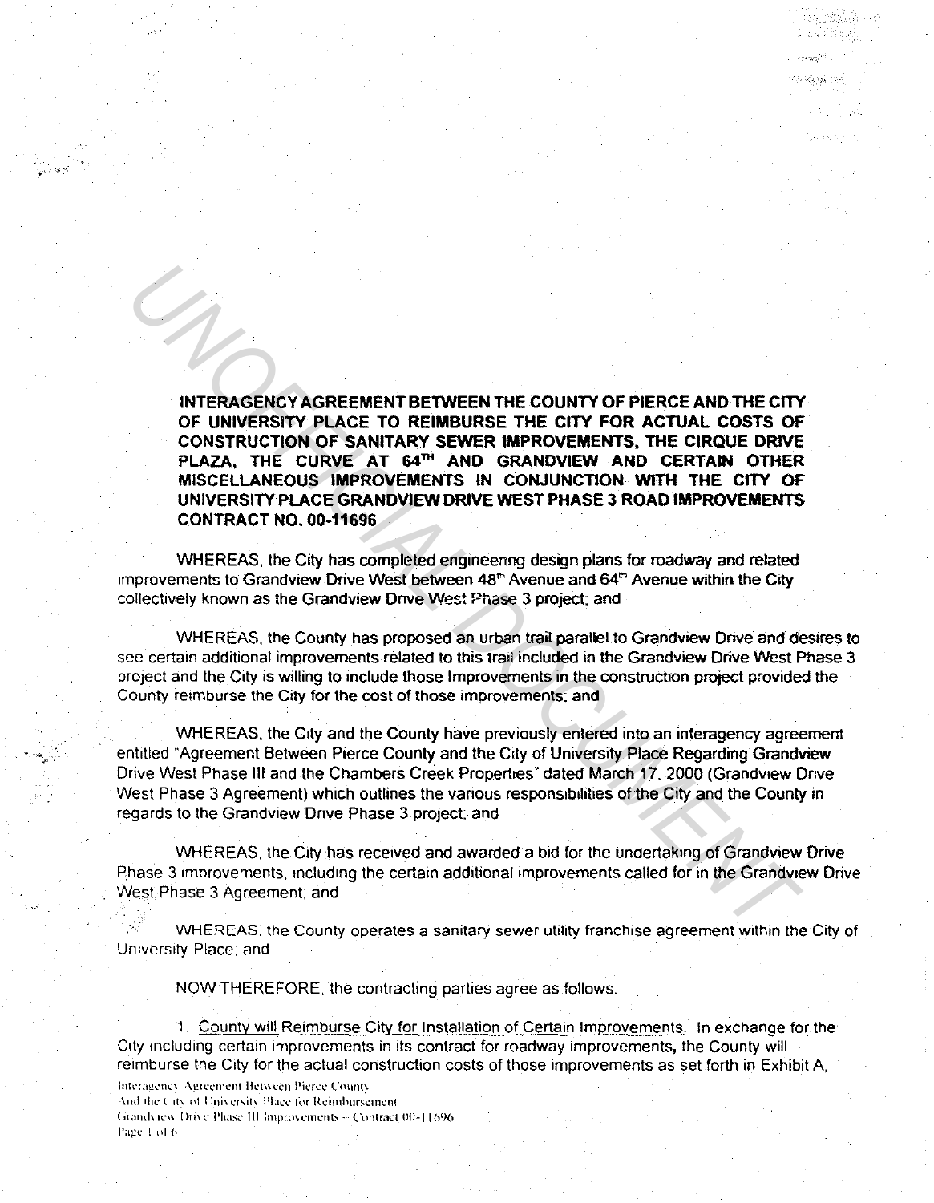**INTERAGENCY AGREEMENT BETWEEN THE COUNTY OF PIERCE AND THE CITY OF UNIVERSITY PLACE TO REIMBURSE THE CITY FOR ACTUAL COSTS OF CONSTRUCTION OF SANITARY SEWER IMPROVEMENTS, THE CIRQUE DRIVE PLAZA, THE CURVE AT 64TH AND GRANDVIEW AND CERTAIN OTHER MISCELLANEOUS IMPROVEMENTS IN CONJUNCTION WITH THE CITY OF UNIVERSITY PLACE GRANDVIEW DRIVE WEST PHASE 3 ROAD IMPROVEMENTS CONTRACT NO. 00-11696**

WHEREAS, the City has completed engineering design plans for roadway and related improvements to Grandview Drive West between 48th Avenue and 64th Avenue within the City collectively known as the Grandview Drive West Phase 3 project; and

WHEREAS, the County has proposed an urban trail parallel to Grandview Drive and desires to see certain additional improvements related to this trail included in the Grandview Drive West Phase 3 project and the City is willing to include those Improvements in the construction project provided the County reimburse the City for the cost of those improvements; and

WHEREAS, the City and the County have previously entered into an interagency agreement entitled "Agreement Between Pierce County and the City of University Place Regarding Grandview Drive West Phase III and the Chambers Creek Properties" dated March 17, 2000 (Grandview Drive West Phase 3 Agreement) which outlines the various responsibilities of the City and the County in regards to the Grandview Drive Phase 3 project; and

WHEREAS, the City has received and awarded a bid for the undertaking of Grandview Drive Phase 3 improvements, including the certain additional improvements called for in the Grandview Drive West Phase 3 Agreement; and

WHEREAS, the County operates a sanitary sewer utility franchise agreement within the City of University Place; and

NOW THEREFORE, the contracting parties agree as follows:

1. County will Reimburse City for Installation of Certain Improvements. In exchange for the City including certain improvements in its contract for roadway improvements, the County will reimburse the City for the actual construction costs of those improvements as set forth in Exhibit A,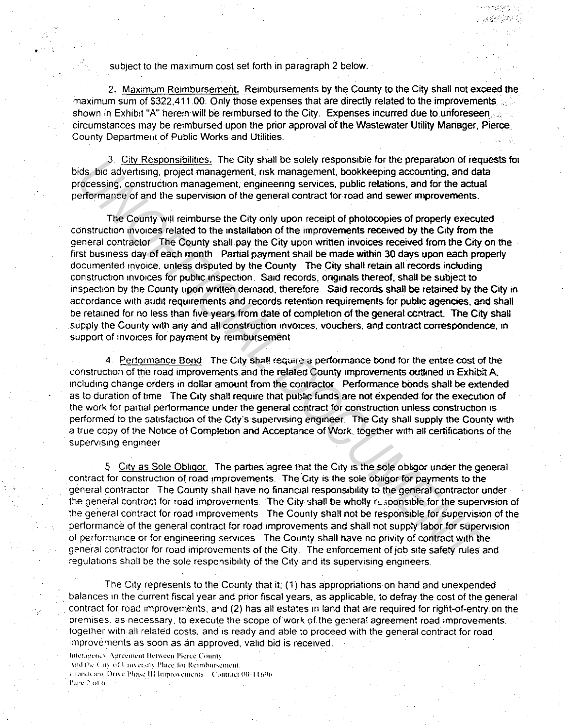subject to the maximum cost set forth in paragraph 2 below.

2. Maximum Reimbursement. Reimbursements by the County to the City shall not exceed the maximum sum of $322,411.00. Only those expenses that are directly related to the improvements shown in Exhibit "A" herein will be reimbursed to the City. Expenses incurred due to unforeseen circumstances may be reimbursed upon the prior approval of the Wastewater Utility Manager, Pierce County Department of Public Works and Utilities.

3. City Responsibilities. The City shall be solely responsible for the preparation of requests for bids, bid advertising, project management, risk management, bookkeeping accounting, and data processing, construction management, engineering services, public relations, and for the actual performance of and the supervision of the general contract for road and sewer improvements.

The County will reimburse the City only upon receipt of photocopies of properly executed construction invoices related to the installation of the improvements received by the City from the general contractor. The County shall pay the City upon written invoices received from the City on the first business day of each month. Partial payment shall be made within 30 days upon each properly documented invoice, unless disputed by the County. The City shall retain all records including construction invoices for public inspection. Said records, originals thereof, shall be subject to inspection by the County upon written demand, therefore. Said records shall be retained by the City in accordance with audit requirements and records retention requirements for public agencies, and shall be retained for no less than five years from date of completion of the general contract. The City shall supply the County with any and all construction invoices, vouchers, and contract correspondence, in support of invoices for payment by reimbursement.

4. Performance Bond. The City shall require a performance bond for the entire cost of the construction of the road improvements and the related County improvements outlined in Exhibit A, including change orders in dollar amount from the contractor. Performance bonds shall be extended as to duration of time. The City shall require that public funds are not expended for the execution of the work for partial performance under the general contract for construction unless construction is performed to the satisfaction of the City's supervising engineer. The City shall supply the County with a true copy of the Notice of Completion and Acceptance of Work, together with all certifications of the supervising engineer.

5. City as Sole Obligor. The parties agree that the City is the sole obligor under the general contract for construction of road improvements. The City is the sole obligor for payments to the general contractor. The County shall have no financial responsibility to the general contractor under the general contract for road improvements. The City shall be wholly responsible for the supervision of the general contract for road improvements. The County shall not be responsible for supervision of the performance of the general contract for road improvements and shall not supply labor for supervision of performance or for engineering services. The County shall have no privity of contract with the general contractor for road improvements of the City. The enforcement of job site safety rules and regulations shall be the sole responsibility of the City and its supervising engineers.

The City represents to the County that it: (1) has appropriations on hand and unexpended balances in the current fiscal year and prior fiscal years, as applicable, to defray the cost of the general contract for road improvements, and (2) has all estates in land that are required for right-of-entry on the premises, as necessary, to execute the scope of work of the general agreement road improvements, together with all related costs, and is ready and able to proceed with the general contract for road improvements as soon as an approved, valid bid is received.

Interagency Agreement Between Pierce County
And the City of University Place for Reimbursement
Grandview Drive Phase III Improvements Contract 00-11696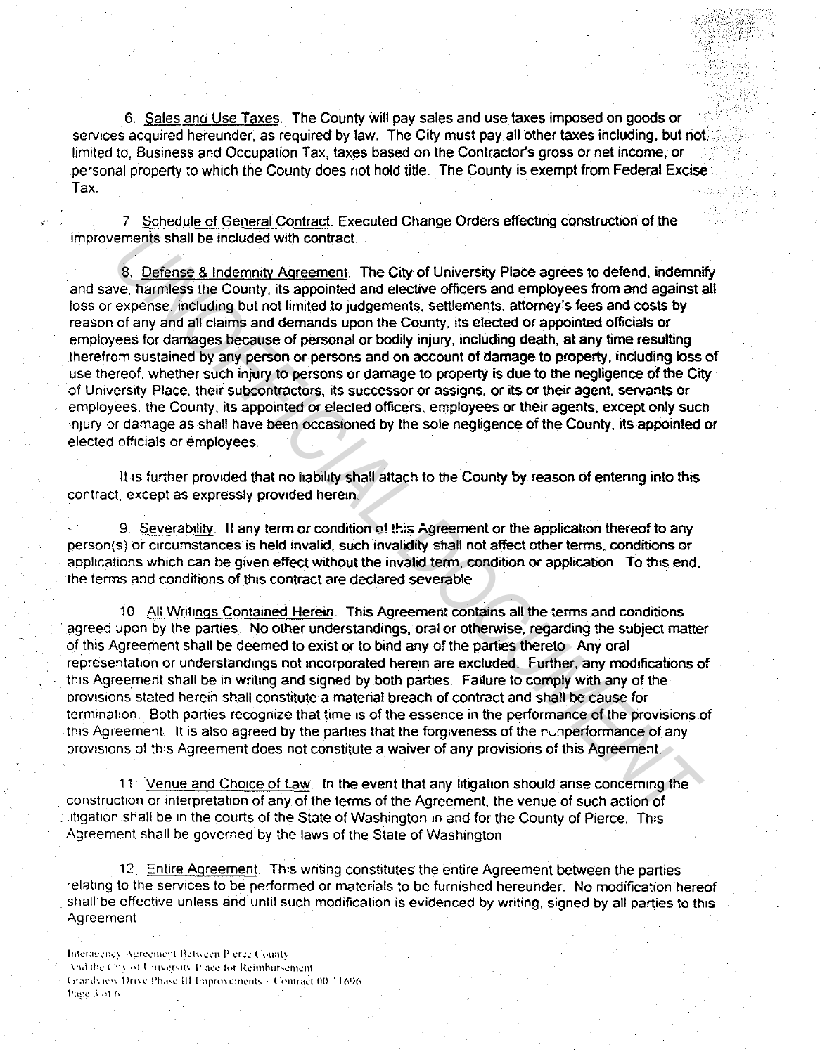6. Sales and Use Taxes. The County will pay sales and use taxes imposed on goods or services acquired hereunder, as required by law. The City must pay all other taxes including, but not limited to, Business and Occupation Tax, taxes based on the Contractor's gross or net income, or personal property to which the County does not hold title. The County is exempt from Federal Excise Tax.

7. Schedule of General Contract. Executed Change Orders effecting construction of the improvements shall be included with contract.

8. Defense & Indemnity Agreement. The City of University Place agrees to defend, indemnify and save, harmless the County, its appointed and elective officers and employees from and against all loss or expense, including but not limited to judgements, settlements, attorney's fees and costs by reason of any and all claims and demands upon the County, its elected or appointed officials or employees for damages because of personal or bodily injury, including death, at any time resulting therefrom sustained by any person or persons and on account of damage to property, including loss of use thereof, whether such injury to persons or damage to property is due to the negligence of the City of University Place, their subcontractors, its successor or assigns, or its or their agent, servants or employees, the County, its appointed or elected officers, employees or their agents, except only such injury or damage as shall have been occasioned by the sole negligence of the County, its appointed or elected officials or employees.

It is further provided that no liability shall attach to the County by reason of entering into this contract, except as expressly provided herein.

9. Severability. If any term or condition of this Agreement or the application thereof to any person(s) or circumstances is held invalid, such invalidity shall not affect other terms, conditions or applications which can be given effect without the invalid term, condition or application. To this end, the terms and conditions of this contract are declared severable.

10. All Writings Contained Herein. This Agreement contains all the terms and conditions agreed upon by the parties. No other understandings, oral or otherwise, regarding the subject matter of this Agreement shall be deemed to exist or to bind any of the parties thereto. Any oral representation or understandings not incorporated herein are excluded. Further, any modifications of this Agreement shall be in writing and signed by both parties. Failure to comply with any of the provisions stated herein shall constitute a material breach of contract and shall be cause for termination. Both parties recognize that time is of the essence in the performance of the provisions of this Agreement. It is also agreed by the parties that the forgiveness of the nonperformance of any provisions of this Agreement does not constitute a waiver of any provisions of this Agreement.

11. Venue and Choice of Law. In the event that any litigation should arise concerning the construction or interpretation of any of the terms of the Agreement, the venue of such action of litigation shall be in the courts of the State of Washington in and for the County of Pierce. This Agreement shall be governed by the laws of the State of Washington.

12. Entire Agreement. This writing constitutes the entire Agreement between the parties relating to the services to be performed or materials to be furnished hereunder. No modification hereof shall be effective unless and until such modification is evidenced by writing, signed by all parties to this Agreement.

Interagency Agreement Between Pierce County
And the City of University Place for Reimbursement
Grandview Drive Phase III Improvements - Contract 00-11696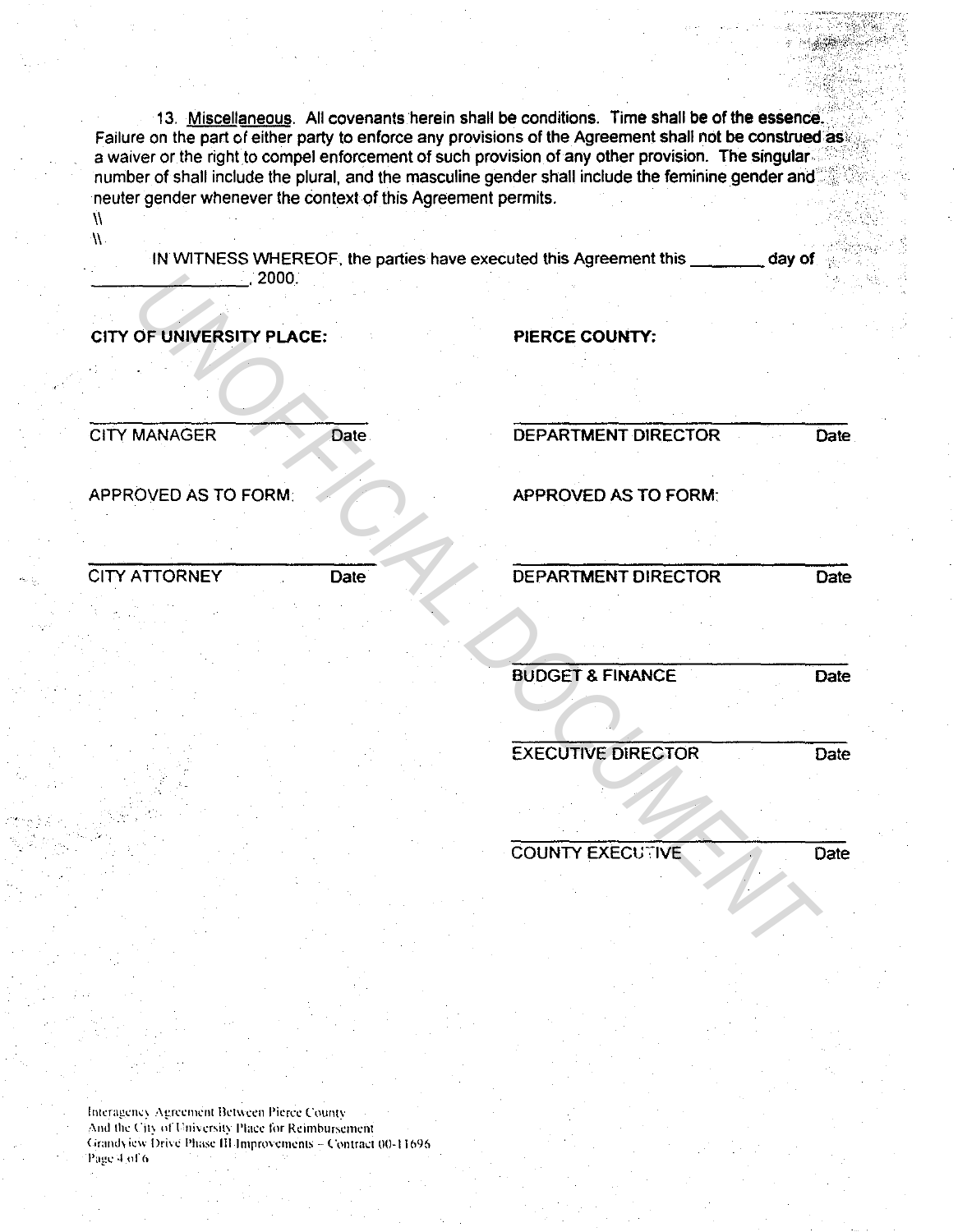13. Miscellaneous. All covenants herein shall be conditions. Time shall be of the essence. Failure on the part of either party to enforce any provisions of the Agreement shall not be construed as a waiver or the right to compel enforcement of such provision of any other provision. The singular number of shall include the plural, and the masculine gender shall include the feminine gender and neuter gender whenever the context of this Agreement permits.

\\

\\

IN WITNESS WHEREOF, the parties have executed this Agreement this ________ day of ________________, 2000.

**CITY OF UNIVERSITY PLACE:**

______________________________

CITY MANAGER Date

APPROVED AS TO FORM:

______________________________

CITY ATTORNEY Date

**PIERCE COUNTY:**

______________________________

DEPARTMENT DIRECTOR Date

APPROVED AS TO FORM:

______________________________

DEPARTMENT DIRECTOR Date

______________________________

BUDGET & FINANCE Date

______________________________

EXECUTIVE DIRECTOR Date

______________________________

COUNTY EXECUTIVE Date

UNOFFICIAL DOCUMENT

Interagency Agreement Between Pierce County
And the City of University Place for Reimbursement
Grandview Drive Phase III Improvements – Contract 00-11696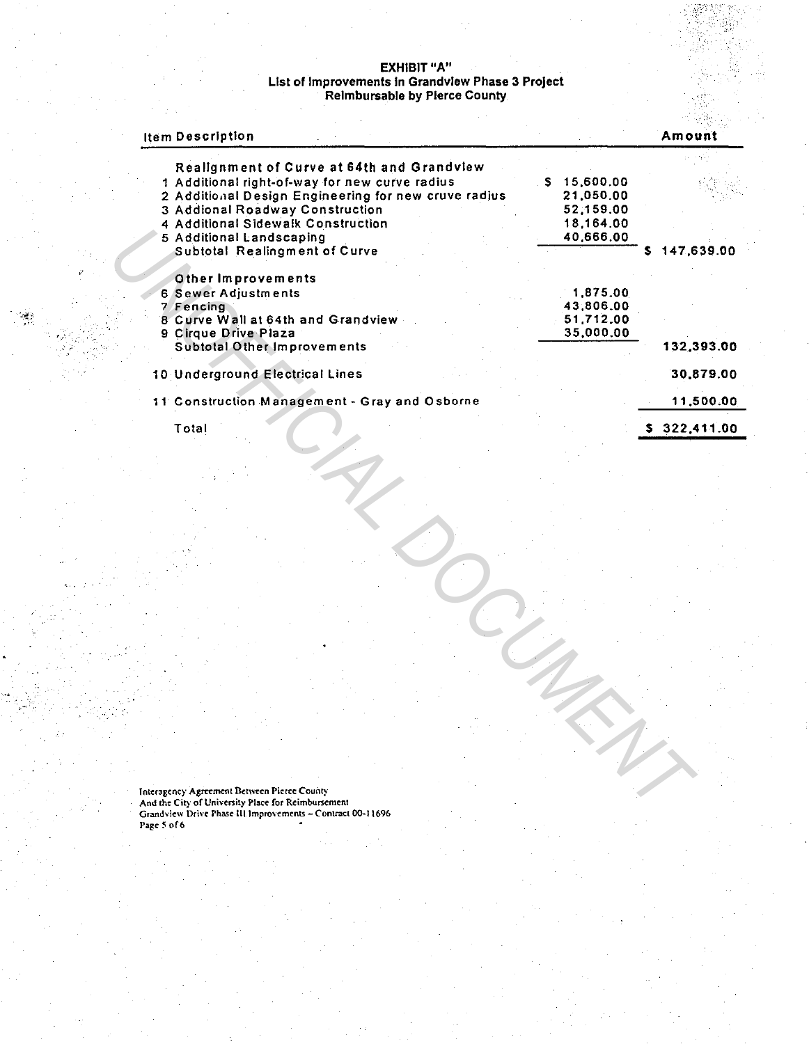**EXHIBIT "A"**
**List of Improvements in Grandview Phase 3 Project**
**Reimbursable by Pierce County**

| Item | Description | | Amount |
|---|---|---|---|
| | **Realignment of Curve at 64th and Grandview** | | |
| 1 | Additional right-of-way for new curve radius | $ 15,600.00 | |
| 2 | Additional Design Engineering for new cruve radius | 21,050.00 | |
| 3 | Addional Roadway Construction | 52,159.00 | |
| 4 | Additional Sidewalk Construction | 18,164.00 | |
| 5 | Additional Landscaping | 40,666.00 | |
| | Subtotal Realingment of Curve | | $ 147,639.00 |
| | **Other Improvements** | | |
| 6 | Sewer Adjustments | 1,875.00 | |
| 7 | Fencing | 43,806.00 | |
| 8 | Curve Wall at 64th and Grandview | 51,712.00 | |
| 9 | Cirque Drive Plaza | 35,000.00 | |
| | Subtotal Other Improvements | | 132,393.00 |
| 10 | Underground Electrical Lines | | 30,879.00 |
| 11 | Construction Management - Gray and Osborne | | 11,500.00 |
| | Total | | $ 322,411.00 |

UNOFFICIAL DOCUMENT

Interagency Agreement Between Pierce County
And the City of University Place for Reimbursement
Grandview Drive Phase III Improvements – Contract 00-11696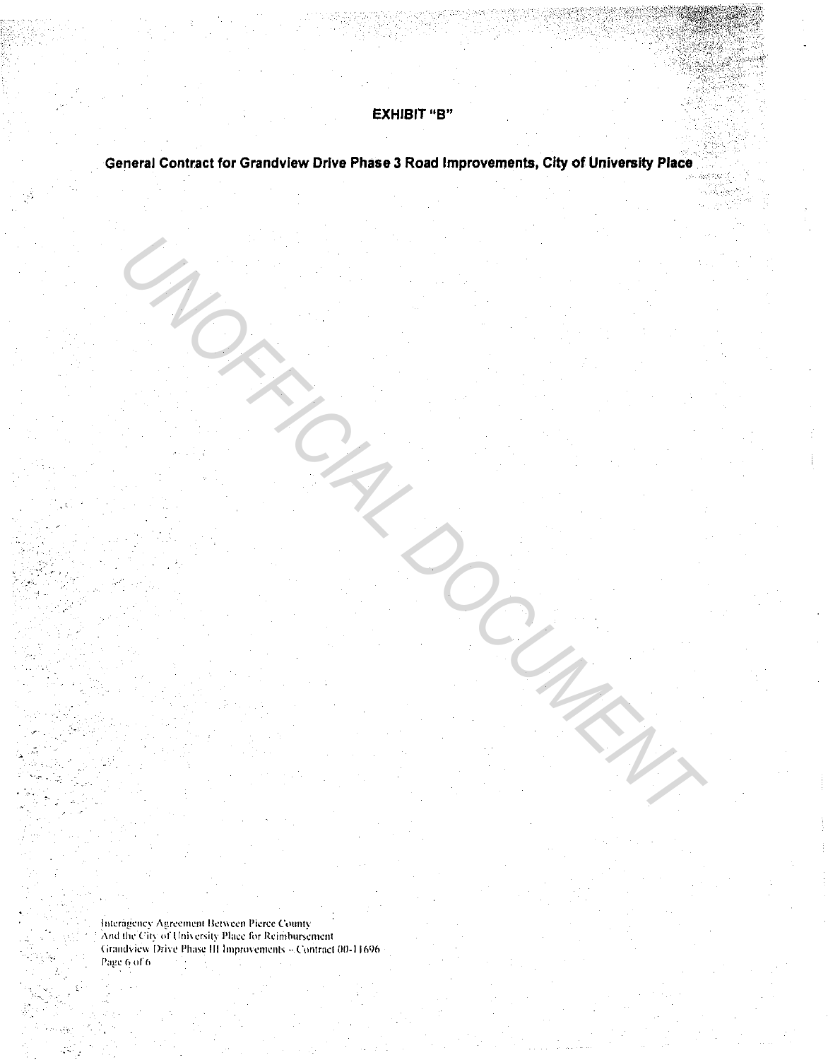# EXHIBIT "B"

## General Contract for Grandview Drive Phase 3 Road Improvements, City of University Place